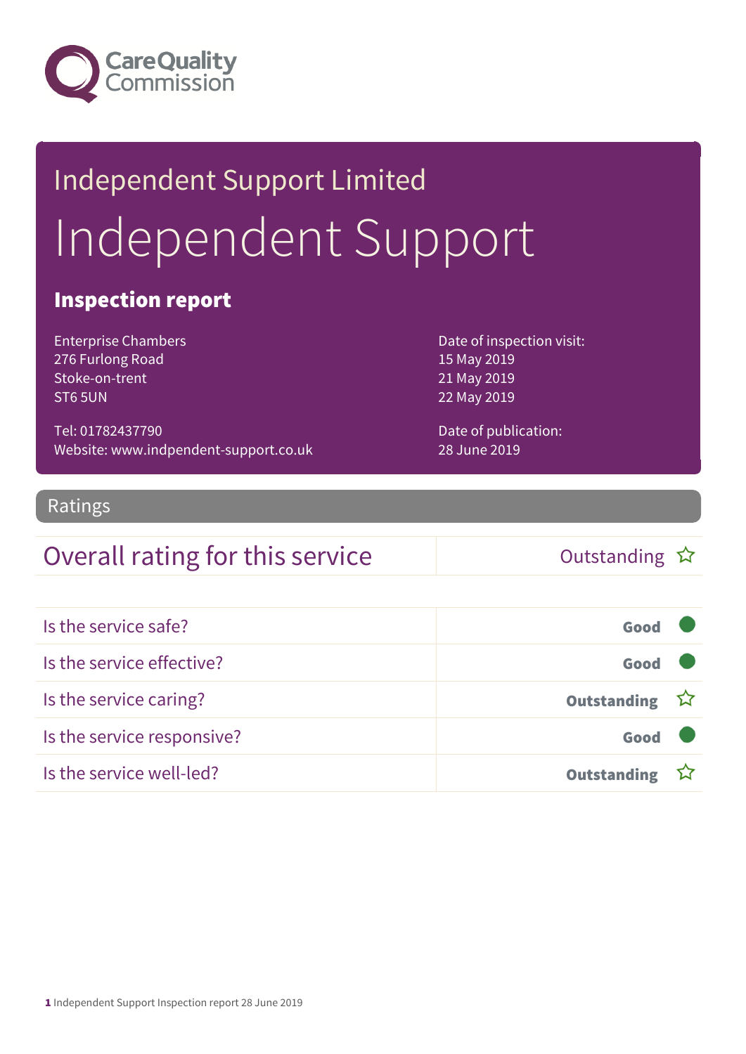Care Quality Commission

# Independent Support Limited

# Independent Support

## Inspection report

Enterprise Chambers
276 Furlong Road
Stoke-on-trent
ST6 5UN

Tel: 01782437790
Website: www.indpendent-support.co.uk

Date of inspection visit:
15 May 2019
21 May 2019
22 May 2019

Date of publication:
28 June 2019

## Ratings

| Overall rating for this service | Outstanding ☆ |
|---|---|

| | |
|---|---|
| Is the service safe? | **Good** |
| Is the service effective? | **Good** |
| Is the service caring? | **Outstanding** ☆ |
| Is the service responsive? | **Good** |
| Is the service well-led? | **Outstanding** ☆ |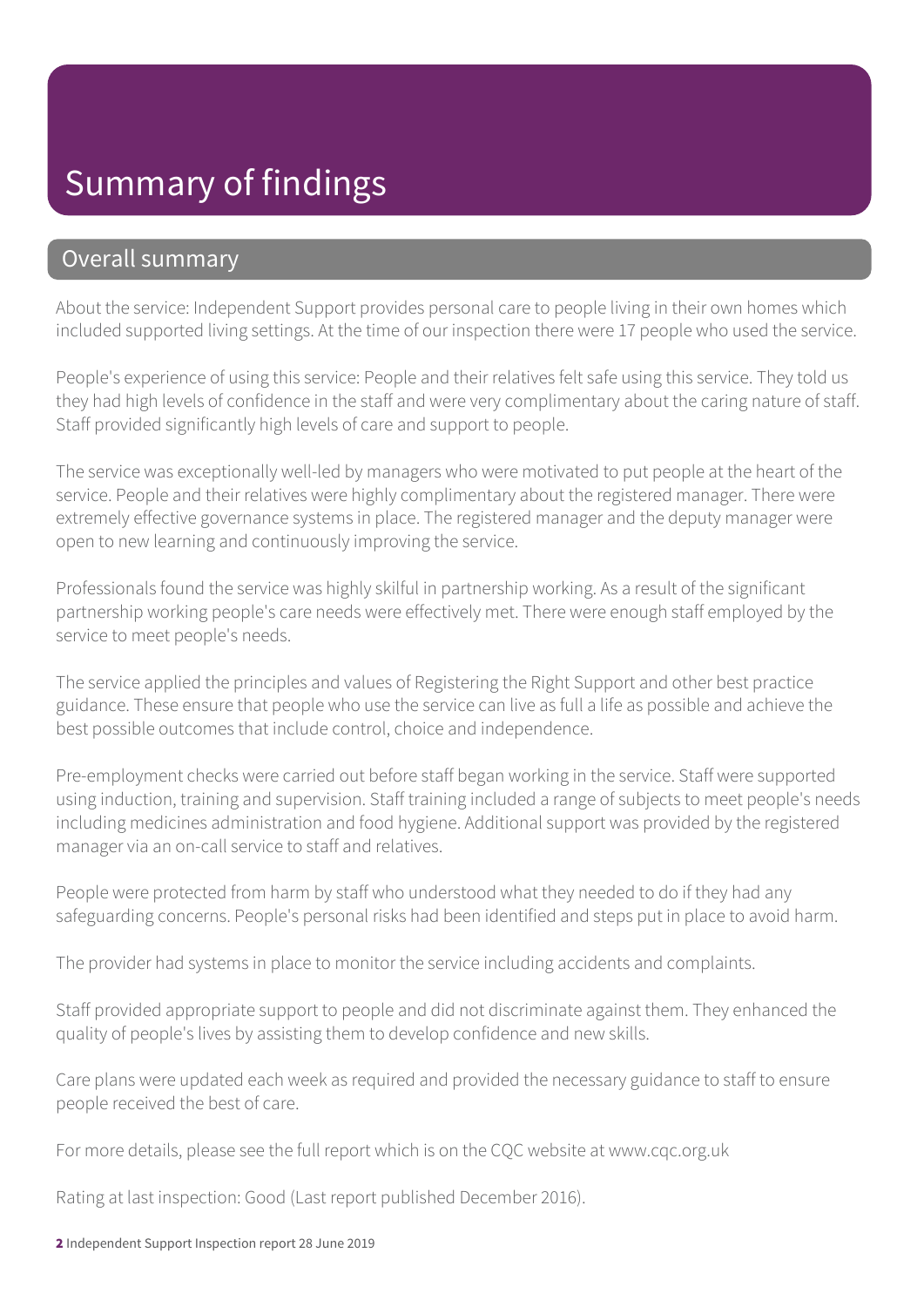# Summary of findings

## Overall summary

About the service: Independent Support provides personal care to people living in their own homes which included supported living settings. At the time of our inspection there were 17 people who used the service.

People's experience of using this service: People and their relatives felt safe using this service. They told us they had high levels of confidence in the staff and were very complimentary about the caring nature of staff. Staff provided significantly high levels of care and support to people.

The service was exceptionally well-led by managers who were motivated to put people at the heart of the service. People and their relatives were highly complimentary about the registered manager. There were extremely effective governance systems in place. The registered manager and the deputy manager were open to new learning and continuously improving the service.

Professionals found the service was highly skilful in partnership working. As a result of the significant partnership working people's care needs were effectively met. There were enough staff employed by the service to meet people's needs.

The service applied the principles and values of Registering the Right Support and other best practice guidance. These ensure that people who use the service can live as full a life as possible and achieve the best possible outcomes that include control, choice and independence.

Pre-employment checks were carried out before staff began working in the service. Staff were supported using induction, training and supervision. Staff training included a range of subjects to meet people's needs including medicines administration and food hygiene. Additional support was provided by the registered manager via an on-call service to staff and relatives.

People were protected from harm by staff who understood what they needed to do if they had any safeguarding concerns. People's personal risks had been identified and steps put in place to avoid harm.

The provider had systems in place to monitor the service including accidents and complaints.

Staff provided appropriate support to people and did not discriminate against them. They enhanced the quality of people's lives by assisting them to develop confidence and new skills.

Care plans were updated each week as required and provided the necessary guidance to staff to ensure people received the best of care.

For more details, please see the full report which is on the CQC website at www.cqc.org.uk

Rating at last inspection: Good (Last report published December 2016).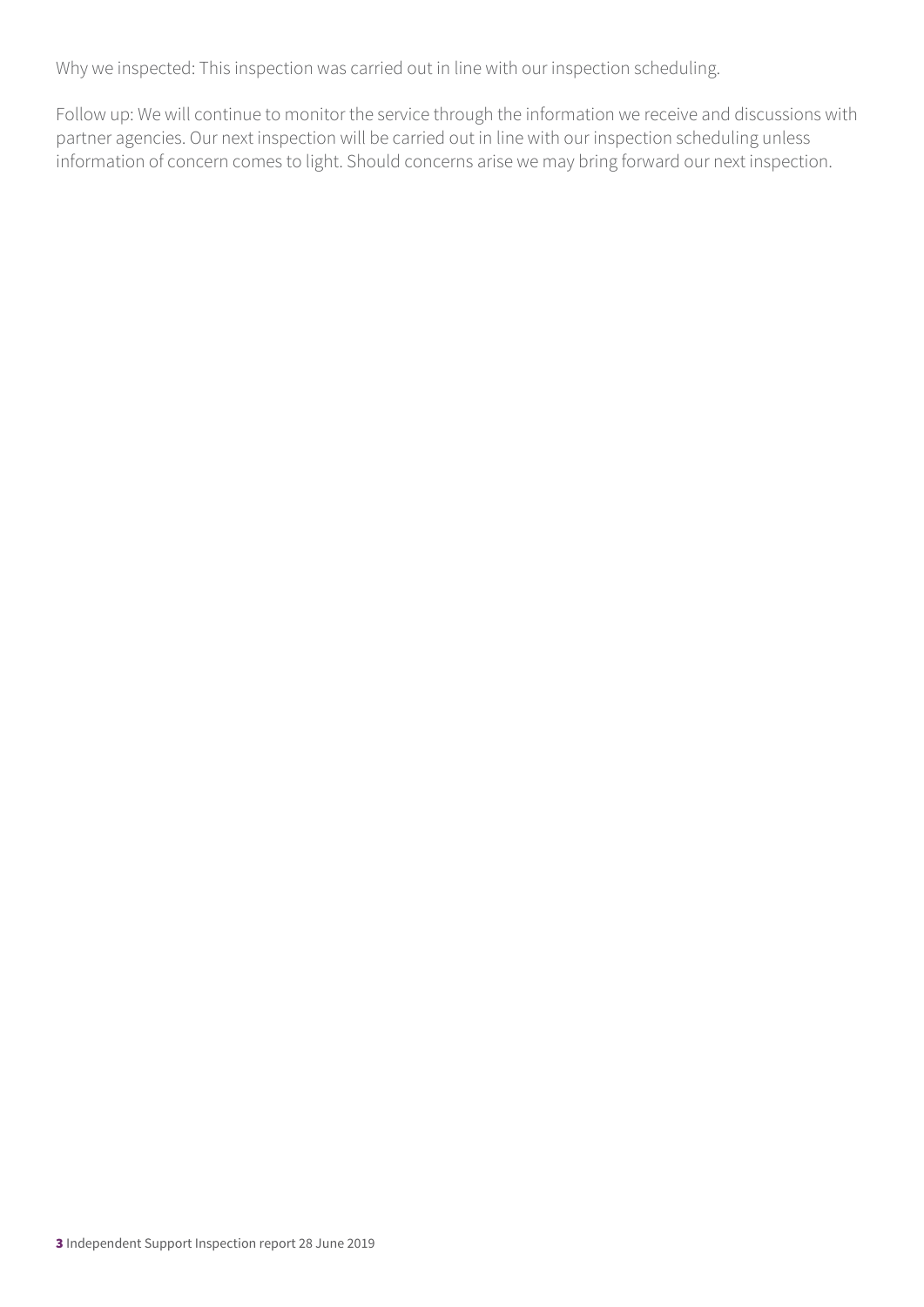Why we inspected: This inspection was carried out in line with our inspection scheduling.

Follow up: We will continue to monitor the service through the information we receive and discussions with partner agencies. Our next inspection will be carried out in line with our inspection scheduling unless information of concern comes to light. Should concerns arise we may bring forward our next inspection.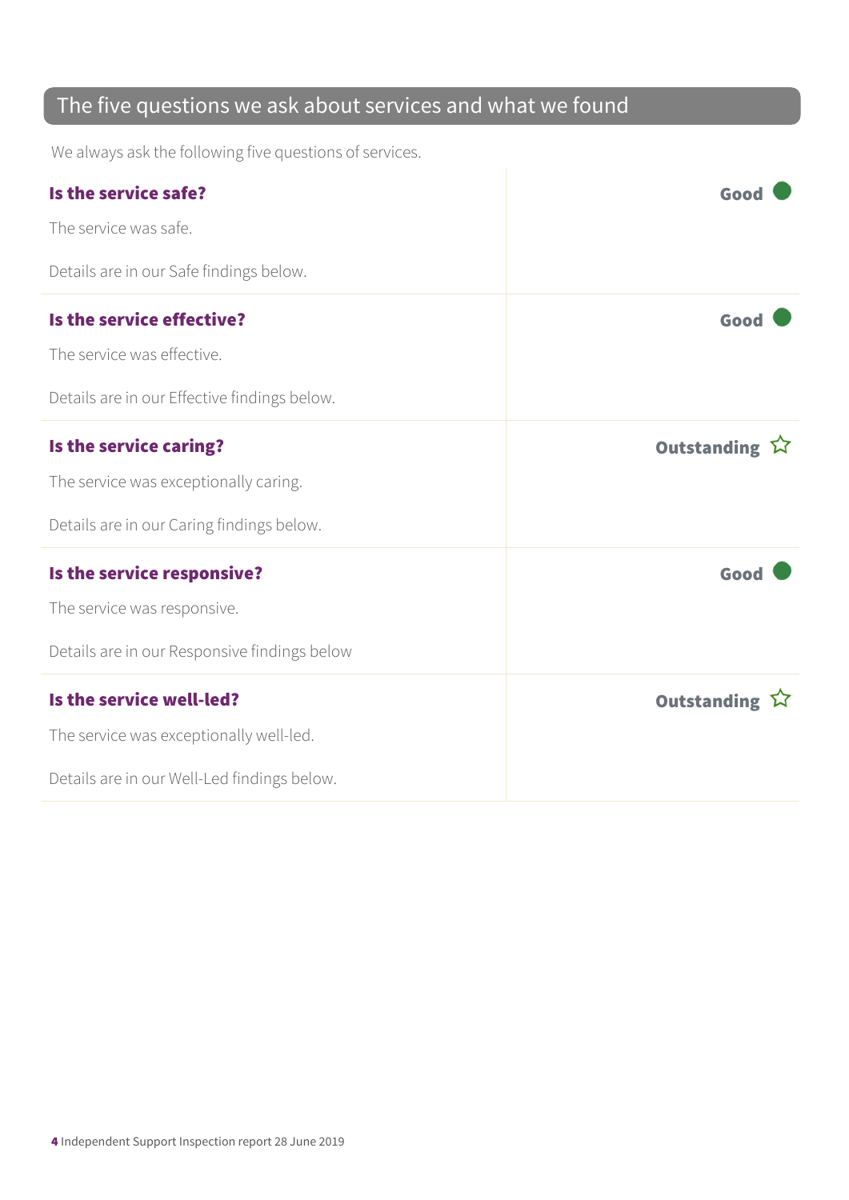## The five questions we ask about services and what we found

We always ask the following five questions of services.

### Is the service safe?

**Good**

The service was safe.

Details are in our Safe findings below.

### Is the service effective?

**Good**

The service was effective.

Details are in our Effective findings below.

### Is the service caring?

**Outstanding** ☆

The service was exceptionally caring.

Details are in our Caring findings below.

### Is the service responsive?

**Good**

The service was responsive.

Details are in our Responsive findings below

### Is the service well-led?

**Outstanding** ☆

The service was exceptionally well-led.

Details are in our Well-Led findings below.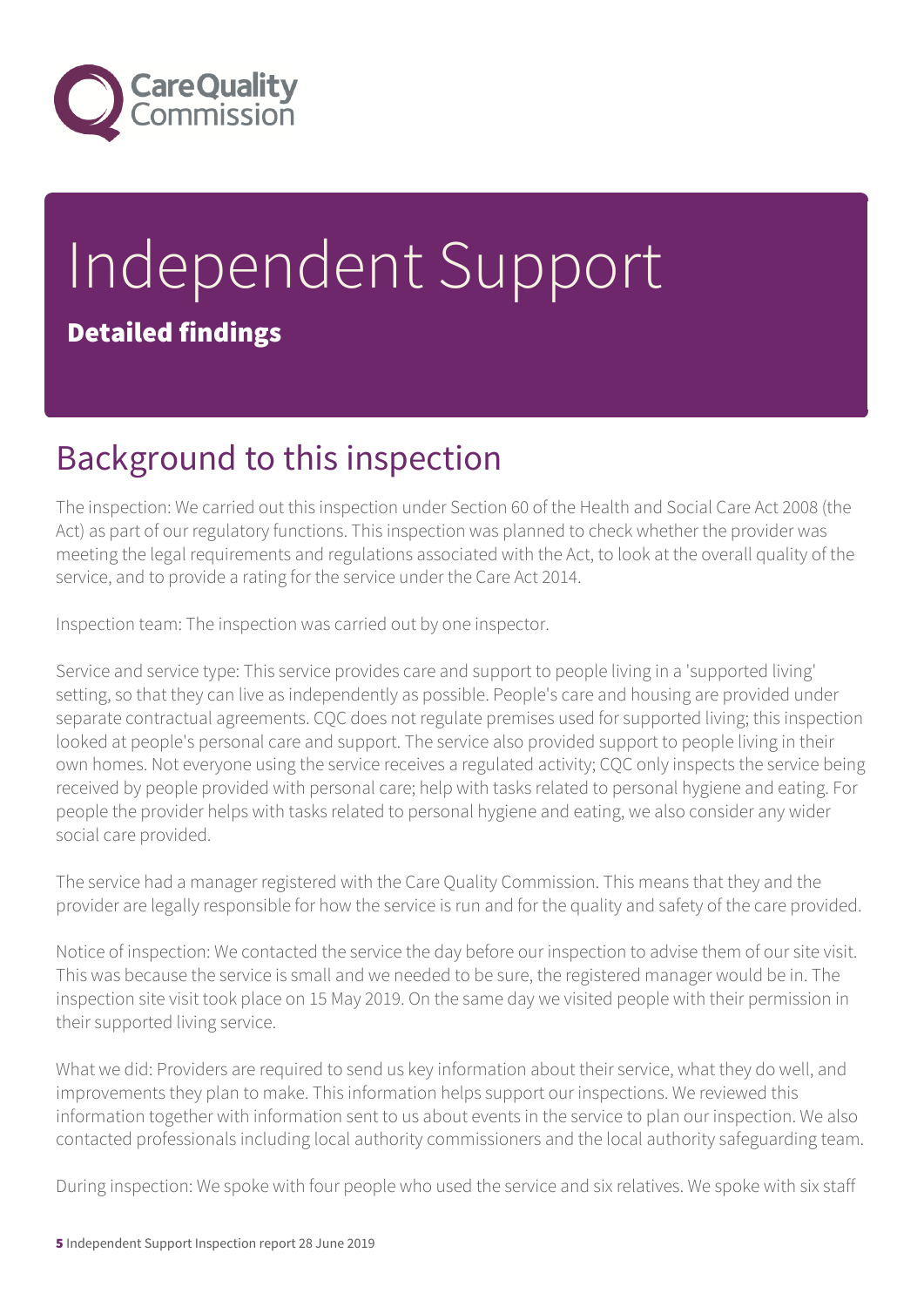# Independent Support

**Detailed findings**

## Background to this inspection

The inspection: We carried out this inspection under Section 60 of the Health and Social Care Act 2008 (the Act) as part of our regulatory functions. This inspection was planned to check whether the provider was meeting the legal requirements and regulations associated with the Act, to look at the overall quality of the service, and to provide a rating for the service under the Care Act 2014.

Inspection team: The inspection was carried out by one inspector.

Service and service type: This service provides care and support to people living in a 'supported living' setting, so that they can live as independently as possible. People's care and housing are provided under separate contractual agreements. CQC does not regulate premises used for supported living; this inspection looked at people's personal care and support. The service also provided support to people living in their own homes. Not everyone using the service receives a regulated activity; CQC only inspects the service being received by people provided with personal care; help with tasks related to personal hygiene and eating. For people the provider helps with tasks related to personal hygiene and eating, we also consider any wider social care provided.

The service had a manager registered with the Care Quality Commission. This means that they and the provider are legally responsible for how the service is run and for the quality and safety of the care provided.

Notice of inspection: We contacted the service the day before our inspection to advise them of our site visit. This was because the service is small and we needed to be sure, the registered manager would be in. The inspection site visit took place on 15 May 2019. On the same day we visited people with their permission in their supported living service.

What we did: Providers are required to send us key information about their service, what they do well, and improvements they plan to make. This information helps support our inspections. We reviewed this information together with information sent to us about events in the service to plan our inspection. We also contacted professionals including local authority commissioners and the local authority safeguarding team.

During inspection: We spoke with four people who used the service and six relatives. We spoke with six staff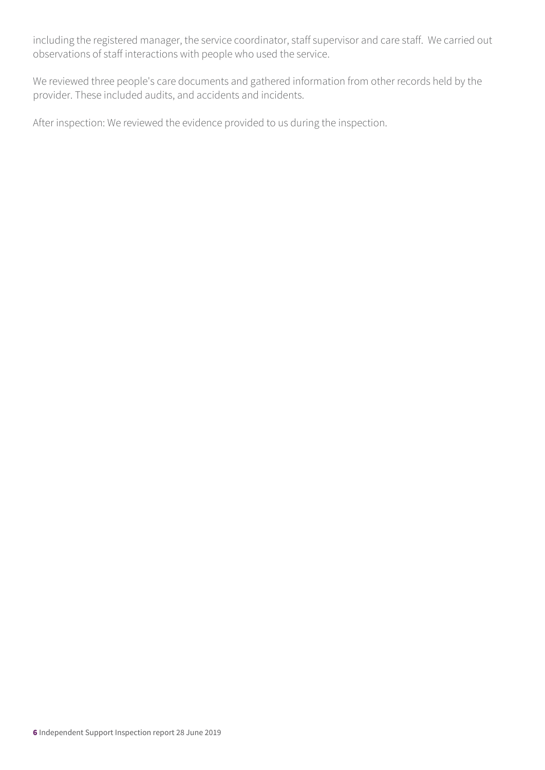including the registered manager, the service coordinator, staff supervisor and care staff. We carried out observations of staff interactions with people who used the service.

We reviewed three people's care documents and gathered information from other records held by the provider. These included audits, and accidents and incidents.

After inspection: We reviewed the evidence provided to us during the inspection.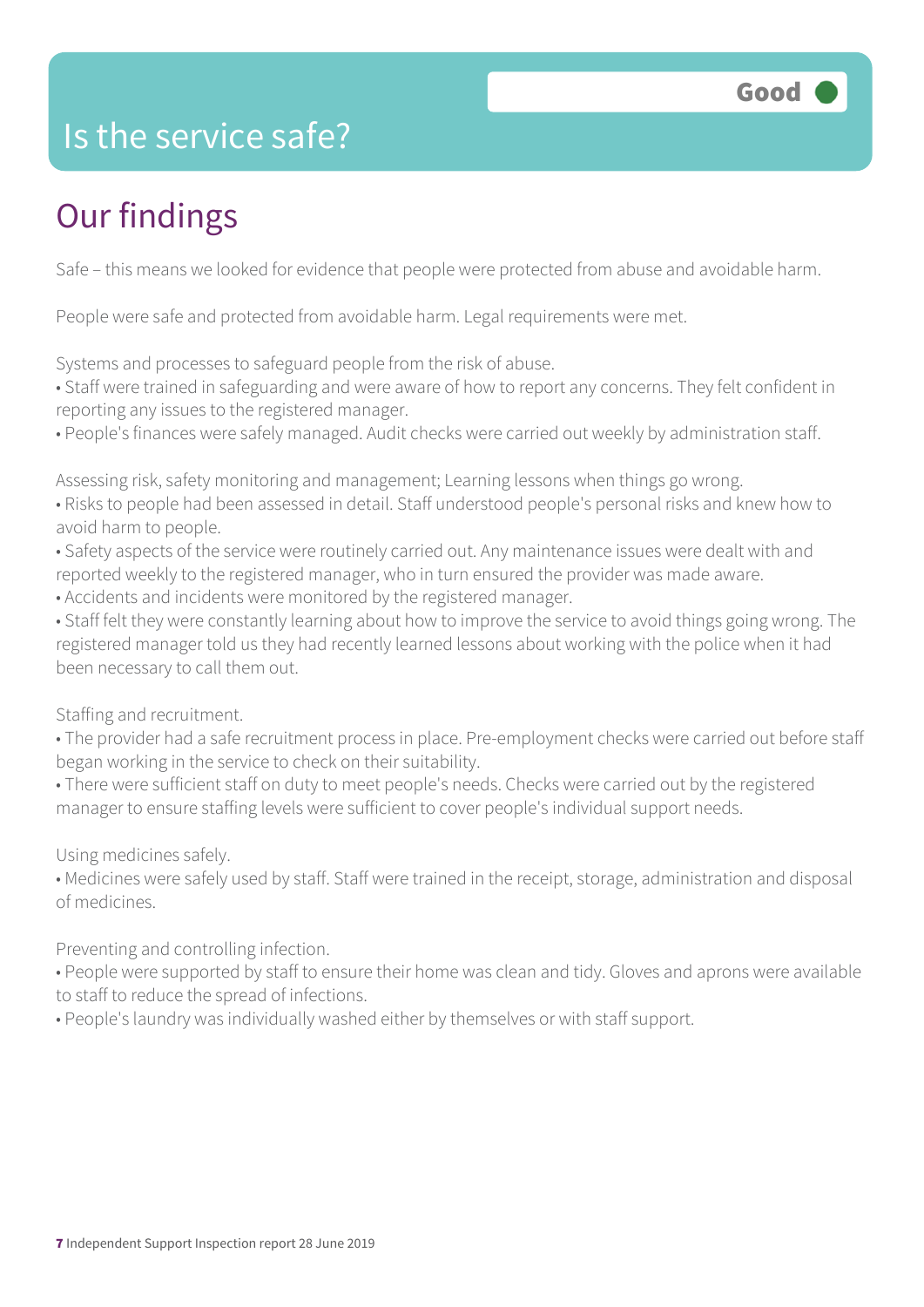# Is the service safe?

**Good**

## Our findings

Safe – this means we looked for evidence that people were protected from abuse and avoidable harm.

People were safe and protected from avoidable harm. Legal requirements were met.

Systems and processes to safeguard people from the risk of abuse.

- Staff were trained in safeguarding and were aware of how to report any concerns. They felt confident in reporting any issues to the registered manager.
- People's finances were safely managed. Audit checks were carried out weekly by administration staff.

Assessing risk, safety monitoring and management; Learning lessons when things go wrong.

- Risks to people had been assessed in detail. Staff understood people's personal risks and knew how to avoid harm to people.
- Safety aspects of the service were routinely carried out. Any maintenance issues were dealt with and reported weekly to the registered manager, who in turn ensured the provider was made aware.
- Accidents and incidents were monitored by the registered manager.
- Staff felt they were constantly learning about how to improve the service to avoid things going wrong. The registered manager told us they had recently learned lessons about working with the police when it had been necessary to call them out.

Staffing and recruitment.

- The provider had a safe recruitment process in place. Pre-employment checks were carried out before staff began working in the service to check on their suitability.
- There were sufficient staff on duty to meet people's needs. Checks were carried out by the registered manager to ensure staffing levels were sufficient to cover people's individual support needs.

Using medicines safely.

- Medicines were safely used by staff. Staff were trained in the receipt, storage, administration and disposal of medicines.

Preventing and controlling infection.

- People were supported by staff to ensure their home was clean and tidy. Gloves and aprons were available to staff to reduce the spread of infections.
- People's laundry was individually washed either by themselves or with staff support.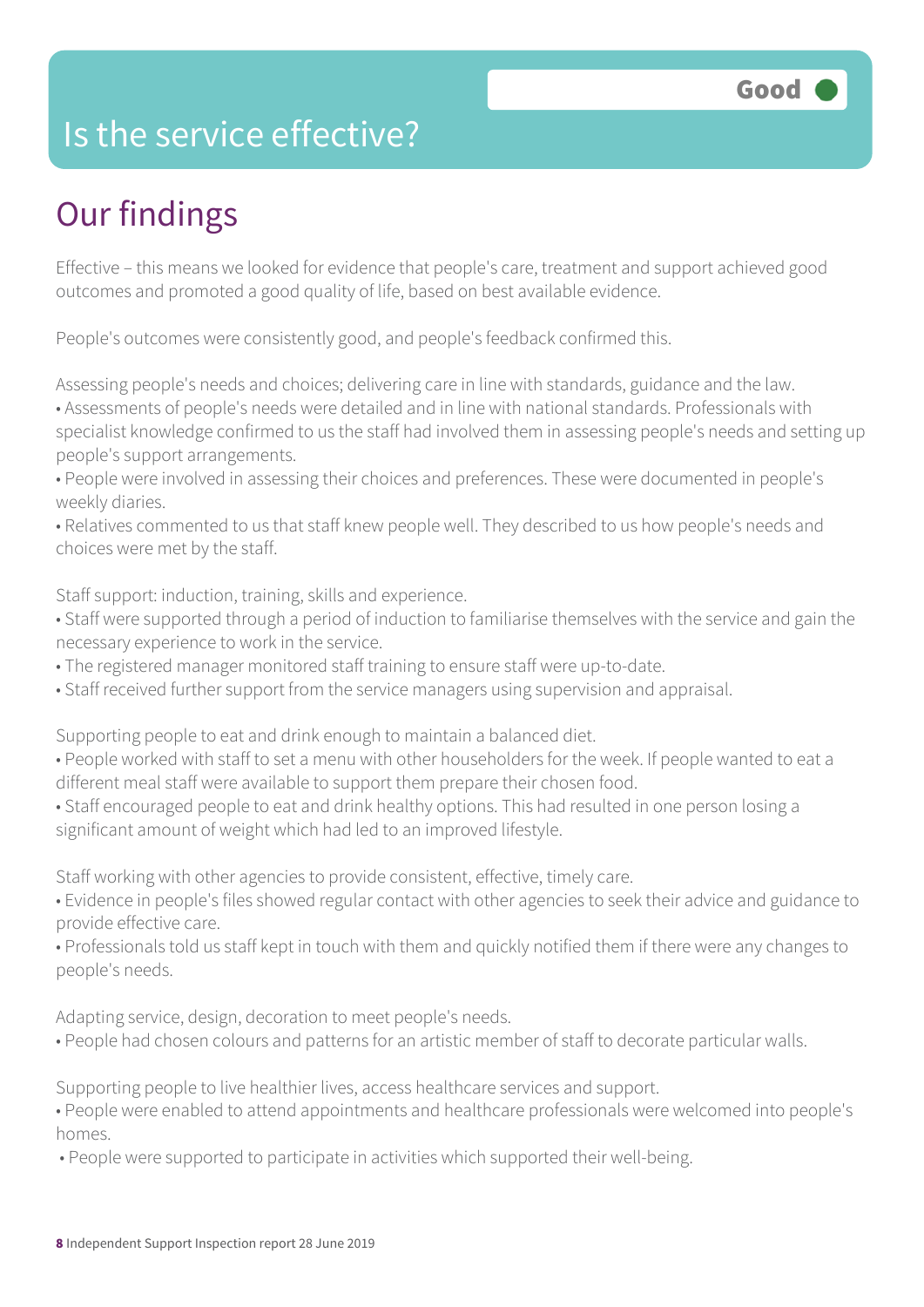# Is the service effective?

**Good**

## Our findings

Effective – this means we looked for evidence that people's care, treatment and support achieved good outcomes and promoted a good quality of life, based on best available evidence.

People's outcomes were consistently good, and people's feedback confirmed this.

Assessing people's needs and choices; delivering care in line with standards, guidance and the law.

- Assessments of people's needs were detailed and in line with national standards. Professionals with specialist knowledge confirmed to us the staff had involved them in assessing people's needs and setting up people's support arrangements.
- People were involved in assessing their choices and preferences. These were documented in people's weekly diaries.
- Relatives commented to us that staff knew people well. They described to us how people's needs and choices were met by the staff.

Staff support: induction, training, skills and experience.

- Staff were supported through a period of induction to familiarise themselves with the service and gain the necessary experience to work in the service.
- The registered manager monitored staff training to ensure staff were up-to-date.
- Staff received further support from the service managers using supervision and appraisal.

Supporting people to eat and drink enough to maintain a balanced diet.

- People worked with staff to set a menu with other householders for the week. If people wanted to eat a different meal staff were available to support them prepare their chosen food.
- Staff encouraged people to eat and drink healthy options. This had resulted in one person losing a significant amount of weight which had led to an improved lifestyle.

Staff working with other agencies to provide consistent, effective, timely care.

- Evidence in people's files showed regular contact with other agencies to seek their advice and guidance to provide effective care.
- Professionals told us staff kept in touch with them and quickly notified them if there were any changes to people's needs.

Adapting service, design, decoration to meet people's needs.

- People had chosen colours and patterns for an artistic member of staff to decorate particular walls.

Supporting people to live healthier lives, access healthcare services and support.

- People were enabled to attend appointments and healthcare professionals were welcomed into people's homes.
- People were supported to participate in activities which supported their well-being.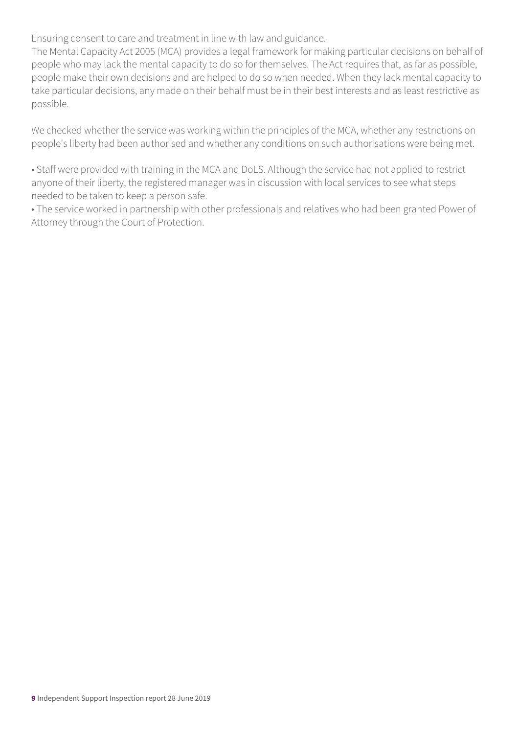Ensuring consent to care and treatment in line with law and guidance.
The Mental Capacity Act 2005 (MCA) provides a legal framework for making particular decisions on behalf of people who may lack the mental capacity to do so for themselves. The Act requires that, as far as possible, people make their own decisions and are helped to do so when needed. When they lack mental capacity to take particular decisions, any made on their behalf must be in their best interests and as least restrictive as possible.

We checked whether the service was working within the principles of the MCA, whether any restrictions on people's liberty had been authorised and whether any conditions on such authorisations were being met.

- Staff were provided with training in the MCA and DoLS. Although the service had not applied to restrict anyone of their liberty, the registered manager was in discussion with local services to see what steps needed to be taken to keep a person safe.
- The service worked in partnership with other professionals and relatives who had been granted Power of Attorney through the Court of Protection.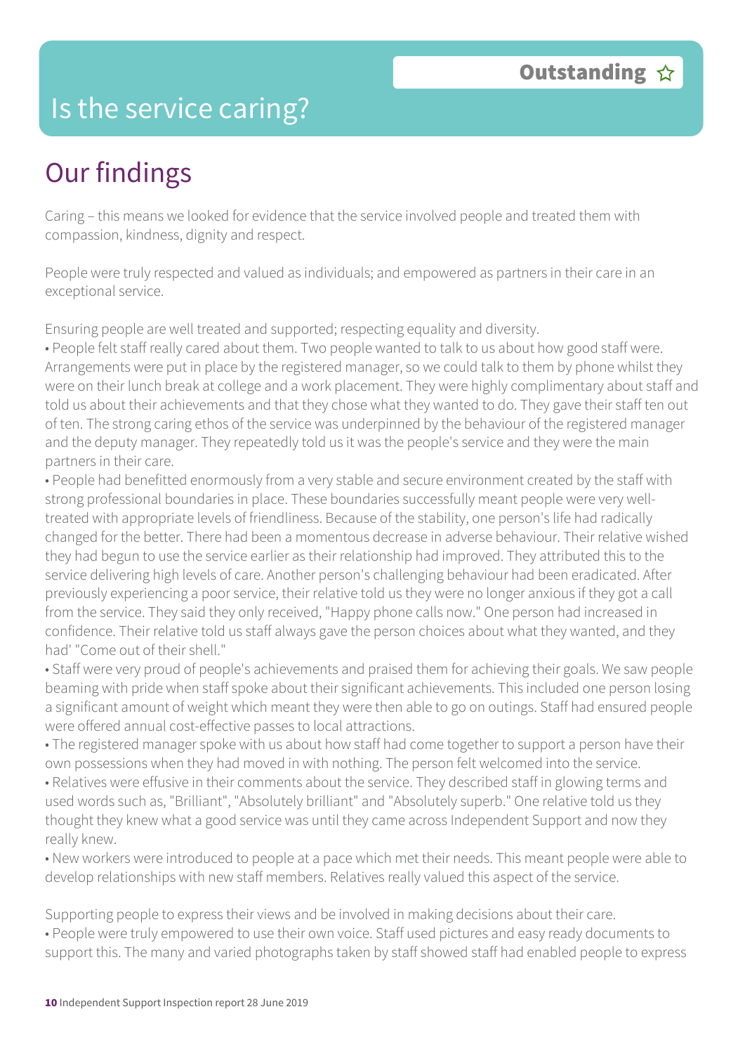# Is the service caring?

**Outstanding** ☆

## Our findings

Caring – this means we looked for evidence that the service involved people and treated them with compassion, kindness, dignity and respect.

People were truly respected and valued as individuals; and empowered as partners in their care in an exceptional service.

Ensuring people are well treated and supported; respecting equality and diversity.

- People felt staff really cared about them. Two people wanted to talk to us about how good staff were. Arrangements were put in place by the registered manager, so we could talk to them by phone whilst they were on their lunch break at college and a work placement. They were highly complimentary about staff and told us about their achievements and that they chose what they wanted to do. They gave their staff ten out of ten. The strong caring ethos of the service was underpinned by the behaviour of the registered manager and the deputy manager. They repeatedly told us it was the people's service and they were the main partners in their care.
- People had benefitted enormously from a very stable and secure environment created by the staff with strong professional boundaries in place. These boundaries successfully meant people were very well-treated with appropriate levels of friendliness. Because of the stability, one person's life had radically changed for the better. There had been a momentous decrease in adverse behaviour. Their relative wished they had begun to use the service earlier as their relationship had improved. They attributed this to the service delivering high levels of care. Another person's challenging behaviour had been eradicated. After previously experiencing a poor service, their relative told us they were no longer anxious if they got a call from the service. They said they only received, "Happy phone calls now." One person had increased in confidence. Their relative told us staff always gave the person choices about what they wanted, and they had' "Come out of their shell."
- Staff were very proud of people's achievements and praised them for achieving their goals. We saw people beaming with pride when staff spoke about their significant achievements. This included one person losing a significant amount of weight which meant they were then able to go on outings. Staff had ensured people were offered annual cost-effective passes to local attractions.
- The registered manager spoke with us about how staff had come together to support a person have their own possessions when they had moved in with nothing. The person felt welcomed into the service.
- Relatives were effusive in their comments about the service. They described staff in glowing terms and used words such as, "Brilliant", "Absolutely brilliant" and "Absolutely superb." One relative told us they thought they knew what a good service was until they came across Independent Support and now they really knew.
- New workers were introduced to people at a pace which met their needs. This meant people were able to develop relationships with new staff members. Relatives really valued this aspect of the service.

Supporting people to express their views and be involved in making decisions about their care.

- People were truly empowered to use their own voice. Staff used pictures and easy ready documents to support this. The many and varied photographs taken by staff showed staff had enabled people to express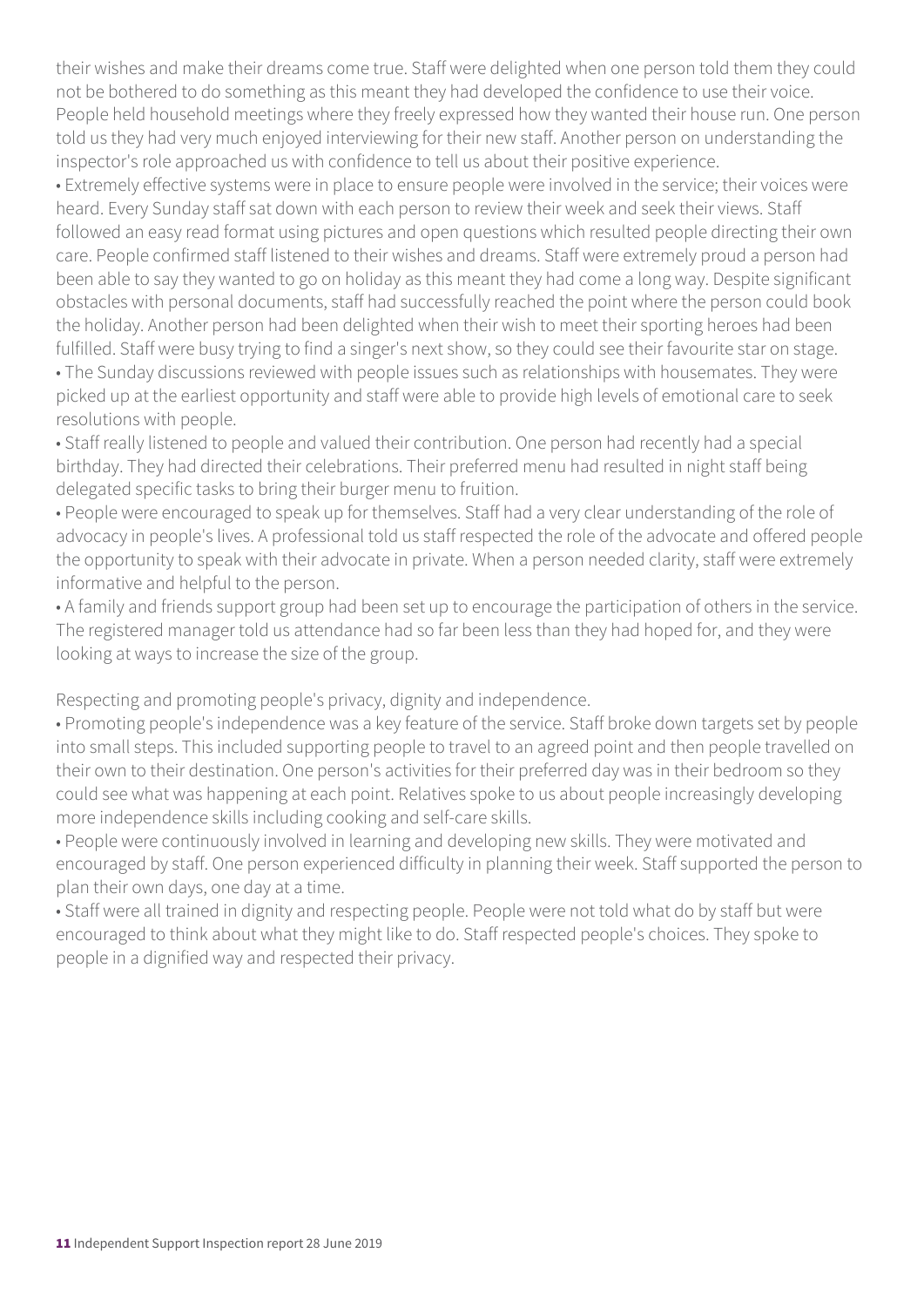their wishes and make their dreams come true. Staff were delighted when one person told them they could not be bothered to do something as this meant they had developed the confidence to use their voice. People held household meetings where they freely expressed how they wanted their house run. One person told us they had very much enjoyed interviewing for their new staff. Another person on understanding the inspector's role approached us with confidence to tell us about their positive experience.

- Extremely effective systems were in place to ensure people were involved in the service; their voices were heard. Every Sunday staff sat down with each person to review their week and seek their views. Staff followed an easy read format using pictures and open questions which resulted people directing their own care. People confirmed staff listened to their wishes and dreams. Staff were extremely proud a person had been able to say they wanted to go on holiday as this meant they had come a long way. Despite significant obstacles with personal documents, staff had successfully reached the point where the person could book the holiday. Another person had been delighted when their wish to meet their sporting heroes had been fulfilled. Staff were busy trying to find a singer's next show, so they could see their favourite star on stage.
- The Sunday discussions reviewed with people issues such as relationships with housemates. They were picked up at the earliest opportunity and staff were able to provide high levels of emotional care to seek resolutions with people.
- Staff really listened to people and valued their contribution. One person had recently had a special birthday. They had directed their celebrations. Their preferred menu had resulted in night staff being delegated specific tasks to bring their burger menu to fruition.
- People were encouraged to speak up for themselves. Staff had a very clear understanding of the role of advocacy in people's lives. A professional told us staff respected the role of the advocate and offered people the opportunity to speak with their advocate in private. When a person needed clarity, staff were extremely informative and helpful to the person.
- A family and friends support group had been set up to encourage the participation of others in the service. The registered manager told us attendance had so far been less than they had hoped for, and they were looking at ways to increase the size of the group.

Respecting and promoting people's privacy, dignity and independence.

- Promoting people's independence was a key feature of the service. Staff broke down targets set by people into small steps. This included supporting people to travel to an agreed point and then people travelled on their own to their destination. One person's activities for their preferred day was in their bedroom so they could see what was happening at each point. Relatives spoke to us about people increasingly developing more independence skills including cooking and self-care skills.
- People were continuously involved in learning and developing new skills. They were motivated and encouraged by staff. One person experienced difficulty in planning their week. Staff supported the person to plan their own days, one day at a time.
- Staff were all trained in dignity and respecting people. People were not told what do by staff but were encouraged to think about what they might like to do. Staff respected people's choices. They spoke to people in a dignified way and respected their privacy.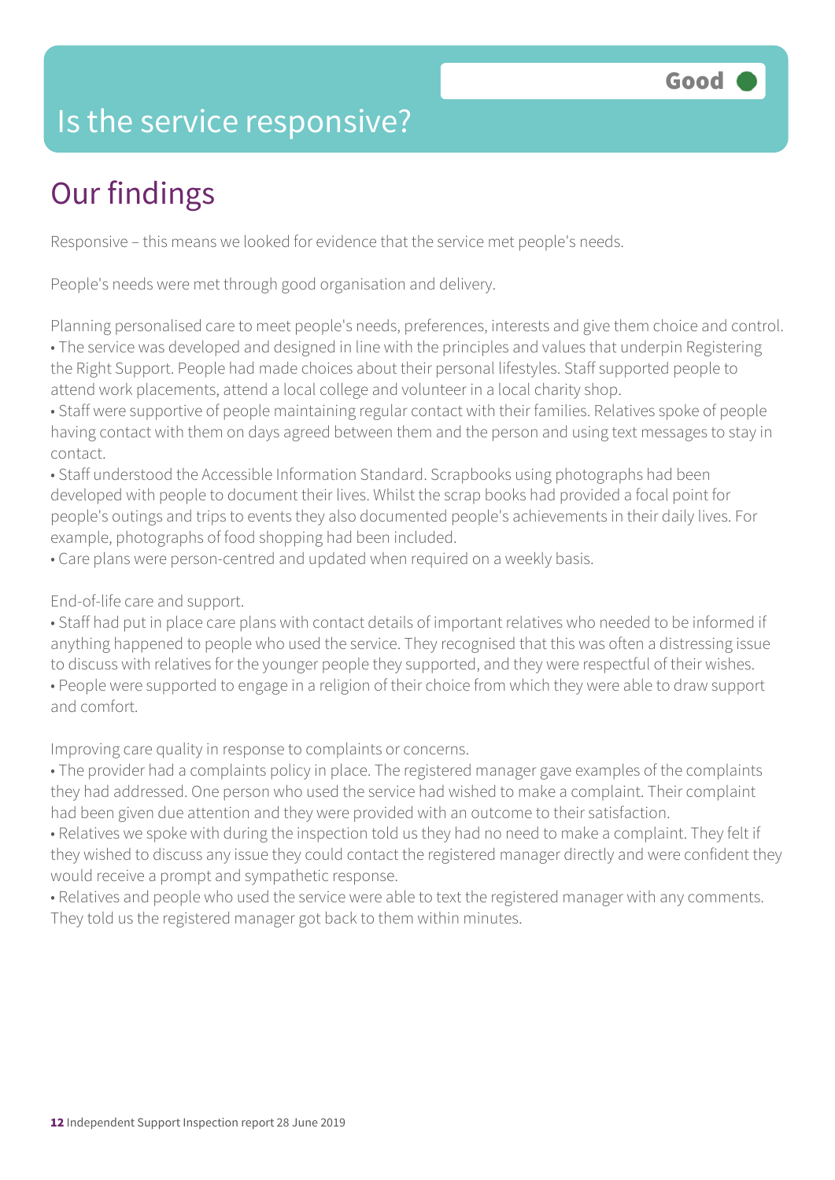# Is the service responsive?

Good

## Our findings

Responsive – this means we looked for evidence that the service met people's needs.

People's needs were met through good organisation and delivery.

Planning personalised care to meet people's needs, preferences, interests and give them choice and control.

- The service was developed and designed in line with the principles and values that underpin Registering the Right Support. People had made choices about their personal lifestyles. Staff supported people to attend work placements, attend a local college and volunteer in a local charity shop.
- Staff were supportive of people maintaining regular contact with their families. Relatives spoke of people having contact with them on days agreed between them and the person and using text messages to stay in contact.
- Staff understood the Accessible Information Standard. Scrapbooks using photographs had been developed with people to document their lives. Whilst the scrap books had provided a focal point for people's outings and trips to events they also documented people's achievements in their daily lives. For example, photographs of food shopping had been included.
- Care plans were person-centred and updated when required on a weekly basis.

End-of-life care and support.

- Staff had put in place care plans with contact details of important relatives who needed to be informed if anything happened to people who used the service. They recognised that this was often a distressing issue to discuss with relatives for the younger people they supported, and they were respectful of their wishes.
- People were supported to engage in a religion of their choice from which they were able to draw support and comfort.

Improving care quality in response to complaints or concerns.

- The provider had a complaints policy in place. The registered manager gave examples of the complaints they had addressed. One person who used the service had wished to make a complaint. Their complaint had been given due attention and they were provided with an outcome to their satisfaction.
- Relatives we spoke with during the inspection told us they had no need to make a complaint. They felt if they wished to discuss any issue they could contact the registered manager directly and were confident they would receive a prompt and sympathetic response.
- Relatives and people who used the service were able to text the registered manager with any comments. They told us the registered manager got back to them within minutes.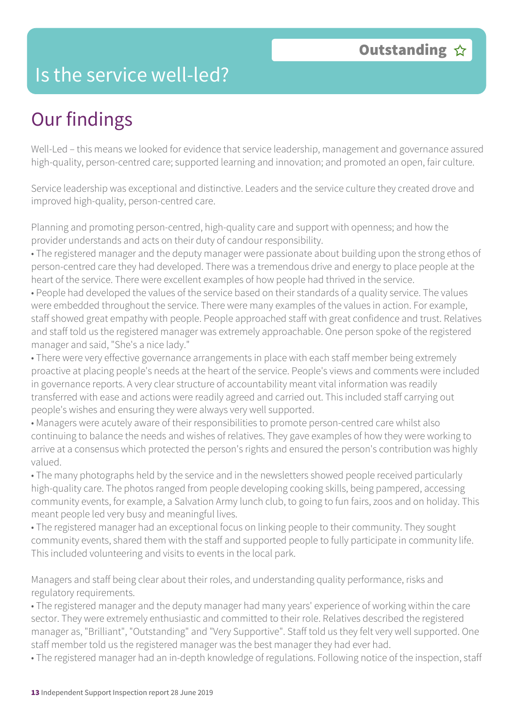## Is the service well-led?

**Outstanding** ☆

# Our findings

Well-Led – this means we looked for evidence that service leadership, management and governance assured high-quality, person-centred care; supported learning and innovation; and promoted an open, fair culture.

Service leadership was exceptional and distinctive. Leaders and the service culture they created drove and improved high-quality, person-centred care.

Planning and promoting person-centred, high-quality care and support with openness; and how the provider understands and acts on their duty of candour responsibility.

• The registered manager and the deputy manager were passionate about building upon the strong ethos of person-centred care they had developed. There was a tremendous drive and energy to place people at the heart of the service. There were excellent examples of how people had thrived in the service.

• People had developed the values of the service based on their standards of a quality service. The values were embedded throughout the service. There were many examples of the values in action. For example, staff showed great empathy with people. People approached staff with great confidence and trust. Relatives and staff told us the registered manager was extremely approachable. One person spoke of the registered manager and said, "She's a nice lady."

• There were very effective governance arrangements in place with each staff member being extremely proactive at placing people's needs at the heart of the service. People's views and comments were included in governance reports. A very clear structure of accountability meant vital information was readily transferred with ease and actions were readily agreed and carried out. This included staff carrying out people's wishes and ensuring they were always very well supported.

• Managers were acutely aware of their responsibilities to promote person-centred care whilst also continuing to balance the needs and wishes of relatives. They gave examples of how they were working to arrive at a consensus which protected the person's rights and ensured the person's contribution was highly valued.

• The many photographs held by the service and in the newsletters showed people received particularly high-quality care. The photos ranged from people developing cooking skills, being pampered, accessing community events, for example, a Salvation Army lunch club, to going to fun fairs, zoos and on holiday. This meant people led very busy and meaningful lives.

• The registered manager had an exceptional focus on linking people to their community. They sought community events, shared them with the staff and supported people to fully participate in community life. This included volunteering and visits to events in the local park.

Managers and staff being clear about their roles, and understanding quality performance, risks and regulatory requirements.

• The registered manager and the deputy manager had many years' experience of working within the care sector. They were extremely enthusiastic and committed to their role. Relatives described the registered manager as, "Brilliant", "Outstanding" and "Very Supportive". Staff told us they felt very well supported. One staff member told us the registered manager was the best manager they had ever had.

• The registered manager had an in-depth knowledge of regulations. Following notice of the inspection, staff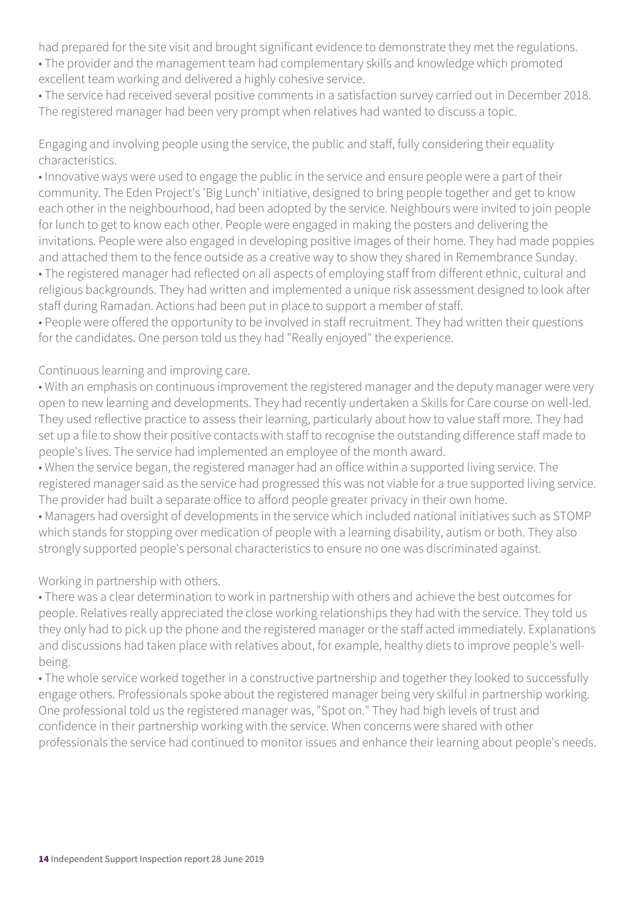had prepared for the site visit and brought significant evidence to demonstrate they met the regulations.

• The provider and the management team had complementary skills and knowledge which promoted excellent team working and delivered a highly cohesive service.

• The service had received several positive comments in a satisfaction survey carried out in December 2018. The registered manager had been very prompt when relatives had wanted to discuss a topic.

Engaging and involving people using the service, the public and staff, fully considering their equality characteristics.

• Innovative ways were used to engage the public in the service and ensure people were a part of their community. The Eden Project's 'Big Lunch' initiative, designed to bring people together and get to know each other in the neighbourhood, had been adopted by the service. Neighbours were invited to join people for lunch to get to know each other. People were engaged in making the posters and delivering the invitations. People were also engaged in developing positive images of their home. They had made poppies and attached them to the fence outside as a creative way to show they shared in Remembrance Sunday.

• The registered manager had reflected on all aspects of employing staff from different ethnic, cultural and religious backgrounds. They had written and implemented a unique risk assessment designed to look after staff during Ramadan. Actions had been put in place to support a member of staff.

• People were offered the opportunity to be involved in staff recruitment. They had written their questions for the candidates. One person told us they had "Really enjoyed" the experience.

Continuous learning and improving care.

• With an emphasis on continuous improvement the registered manager and the deputy manager were very open to new learning and developments. They had recently undertaken a Skills for Care course on well-led. They used reflective practice to assess their learning, particularly about how to value staff more. They had set up a file to show their positive contacts with staff to recognise the outstanding difference staff made to people's lives. The service had implemented an employee of the month award.

• When the service began, the registered manager had an office within a supported living service. The registered manager said as the service had progressed this was not viable for a true supported living service. The provider had built a separate office to afford people greater privacy in their own home.

• Managers had oversight of developments in the service which included national initiatives such as STOMP which stands for stopping over medication of people with a learning disability, autism or both. They also strongly supported people's personal characteristics to ensure no one was discriminated against.

Working in partnership with others.

• There was a clear determination to work in partnership with others and achieve the best outcomes for people. Relatives really appreciated the close working relationships they had with the service. They told us they only had to pick up the phone and the registered manager or the staff acted immediately. Explanations and discussions had taken place with relatives about, for example, healthy diets to improve people's well-being.

• The whole service worked together in a constructive partnership and together they looked to successfully engage others. Professionals spoke about the registered manager being very skilful in partnership working. One professional told us the registered manager was, "Spot on." They had high levels of trust and confidence in their partnership working with the service. When concerns were shared with other professionals the service had continued to monitor issues and enhance their learning about people's needs.